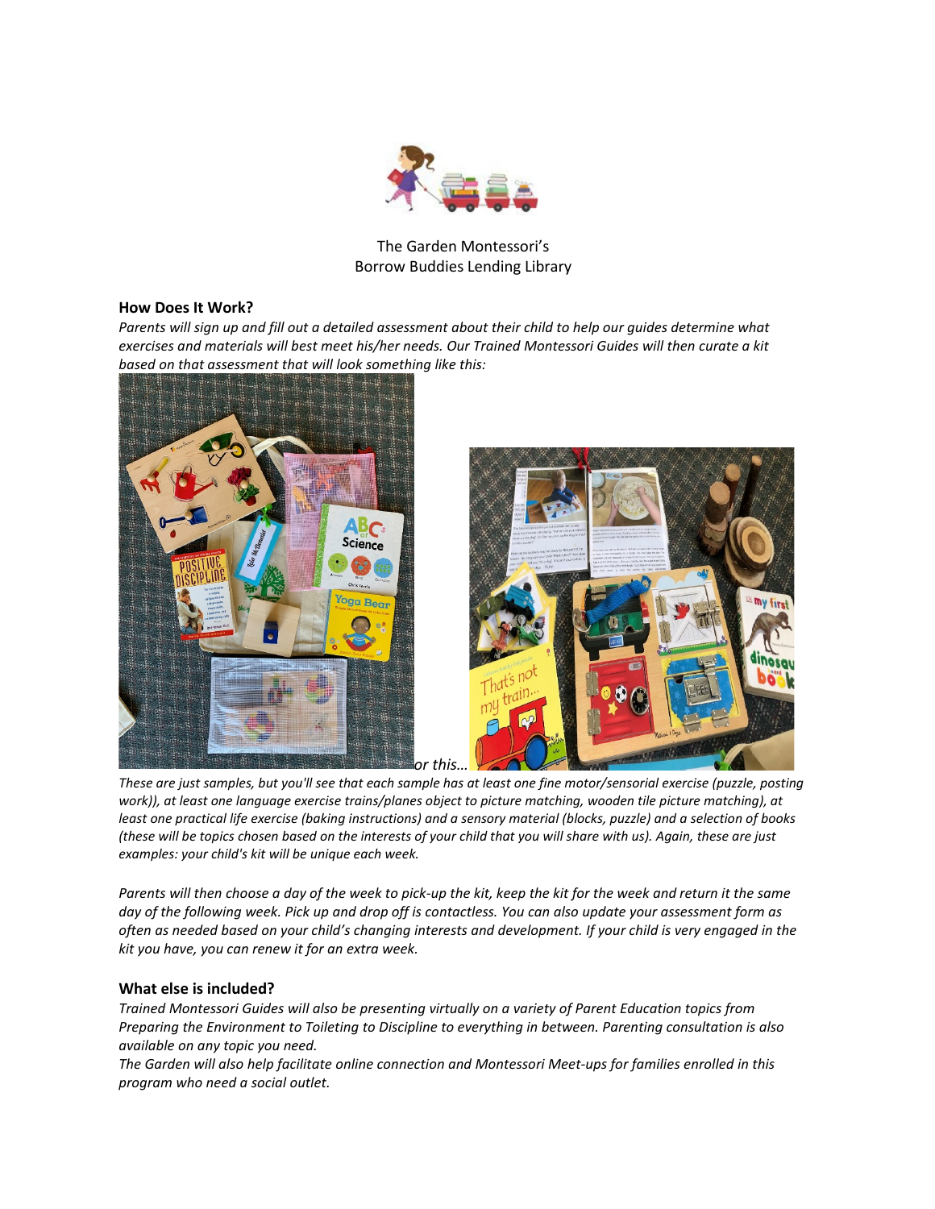The Garden Montessori's
Borrow Buddies Lending Library

### How Does It Work?

*Parents will sign up and fill out a detailed assessment about their child to help our guides determine what exercises and materials will best meet his/her needs. Our Trained Montessori Guides will then curate a kit based on that assessment that will look something like this:*

*or this…*

*These are just samples, but you'll see that each sample has at least one fine motor/sensorial exercise (puzzle, posting work)), at least one language exercise trains/planes object to picture matching, wooden tile picture matching), at least one practical life exercise (baking instructions) and a sensory material (blocks, puzzle) and a selection of books (these will be topics chosen based on the interests of your child that you will share with us). Again, these are just examples: your child's kit will be unique each week.*

*Parents will then choose a day of the week to pick-up the kit, keep the kit for the week and return it the same day of the following week. Pick up and drop off is contactless. You can also update your assessment form as often as needed based on your child's changing interests and development. If your child is very engaged in the kit you have, you can renew it for an extra week.*

### What else is included?

*Trained Montessori Guides will also be presenting virtually on a variety of Parent Education topics from Preparing the Environment to Toileting to Discipline to everything in between. Parenting consultation is also available on any topic you need.*

*The Garden will also help facilitate online connection and Montessori Meet-ups for families enrolled in this program who need a social outlet.*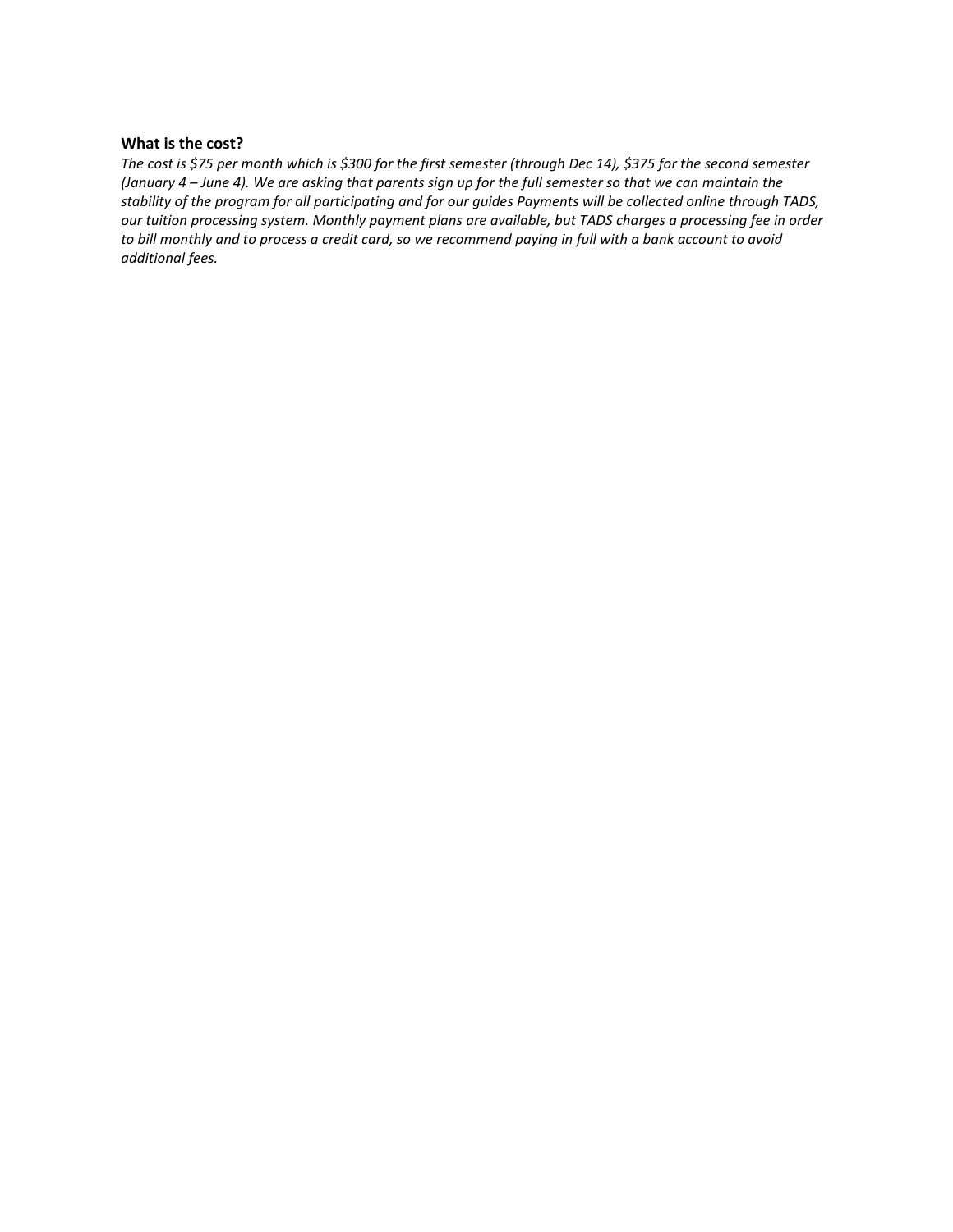**What is the cost?**

*The cost is $75 per month which is $300 for the first semester (through Dec 14), $375 for the second semester (January 4 – June 4). We are asking that parents sign up for the full semester so that we can maintain the stability of the program for all participating and for our guides Payments will be collected online through TADS, our tuition processing system. Monthly payment plans are available, but TADS charges a processing fee in order to bill monthly and to process a credit card, so we recommend paying in full with a bank account to avoid additional fees.*